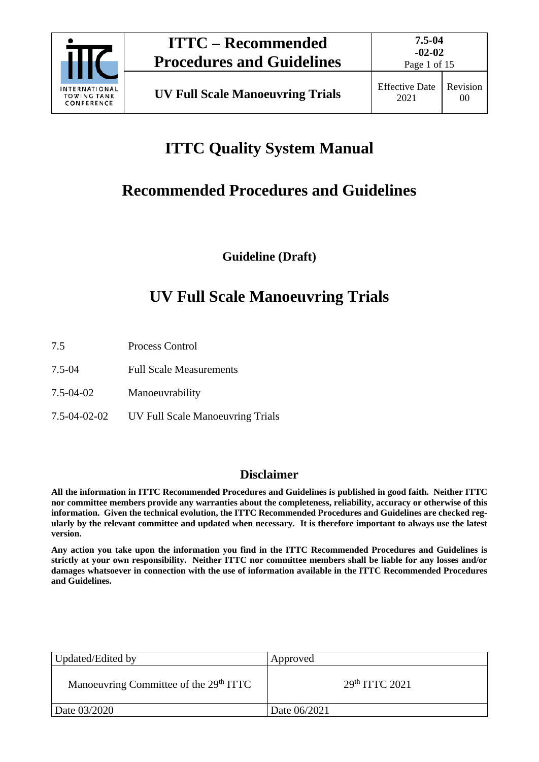# ITTC Quality System Manual

## Recommended Procedures and Guidelines

**Guideline (Draft)**

# UV Full Scale Manoeuvring Trials

| | |
|---|---|
| 7.5 | Process Control |
| 7.5-04 | Full Scale Measurements |
| 7.5-04-02 | Manoeuvrability |
| 7.5-04-02-02 | UV Full Scale Manoeuvring Trials |

## Disclaimer

**All the information in ITTC Recommended Procedures and Guidelines is published in good faith. Neither ITTC nor committee members provide any warranties about the completeness, reliability, accuracy or otherwise of this information. Given the technical evolution, the ITTC Recommended Procedures and Guidelines are checked regularly by the relevant committee and updated when necessary. It is therefore important to always use the latest version.**

**Any action you take upon the information you find in the ITTC Recommended Procedures and Guidelines is strictly at your own responsibility. Neither ITTC nor committee members shall be liable for any losses and/or damages whatsoever in connection with the use of information available in the ITTC Recommended Procedures and Guidelines.**

| Updated/Edited by | Approved |
|---|---|
| Manoeuvring Committee of the 29th ITTC | 29th ITTC 2021 |
| Date 03/2020 | Date 06/2021 |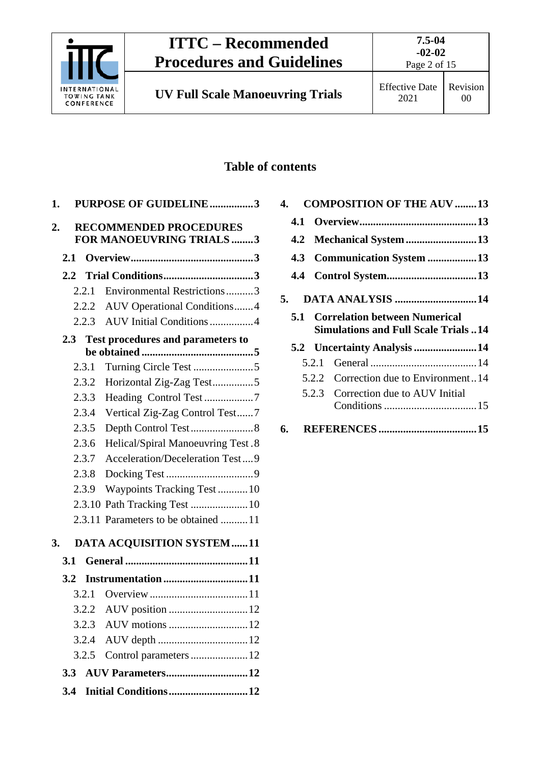## Table of contents

1. **PURPOSE OF GUIDELINE** ................3
2. **RECOMMENDED PROCEDURES FOR MANOEUVRING TRIALS** ........3
   - **2.1 Overview**............................................3
   - **2.2 Trial Conditions**.................................3
     - 2.2.1 Environmental Restrictions..........3
     - 2.2.2 AUV Operational Conditions.......4
     - 2.2.3 AUV Initial Conditions................4
   - **2.3 Test procedures and parameters to be obtained** .........................................5
     - 2.3.1 Turning Circle Test ......................5
     - 2.3.2 Horizontal Zig-Zag Test...............5
     - 2.3.3 Heading Control Test ..................7
     - 2.3.4 Vertical Zig-Zag Control Test......7
     - 2.3.5 Depth Control Test .......................8
     - 2.3.6 Helical/Spiral Manoeuvring Test .8
     - 2.3.7 Acceleration/Deceleration Test....9
     - 2.3.8 Docking Test ................................9
     - 2.3.9 Waypoints Tracking Test ...........10
     - 2.3.10 Path Tracking Test .....................10
     - 2.3.11 Parameters to be obtained ..........11
3. **DATA ACQUISITION SYSTEM**......11
   - **3.1 General** .............................................11
   - **3.2 Instrumentation** ...............................11
     - 3.2.1 Overview ....................................11
     - 3.2.2 AUV position .............................12
     - 3.2.3 AUV motions .............................12
     - 3.2.4 AUV depth .................................12
     - 3.2.5 Control parameters .....................12
   - **3.3 AUV Parameters**..............................12
   - **3.4 Initial Conditions**.............................12
4. **COMPOSITION OF THE AUV** ........13
   - **4.1 Overview**...........................................13
   - **4.2 Mechanical System** ..........................13
   - **4.3 Communication System** ..................13
   - **4.4 Control System**.................................13
5. **DATA ANALYSIS** .............................14
   - **5.1 Correlation between Numerical Simulations and Full Scale Trials** ..14
   - **5.2 Uncertainty Analysis** .......................14
     - 5.2.1 General .......................................14
     - 5.2.2 Correction due to Environment..14
     - 5.2.3 Correction due to AUV Initial Conditions ..................................15
6. **REFERENCES** ....................................15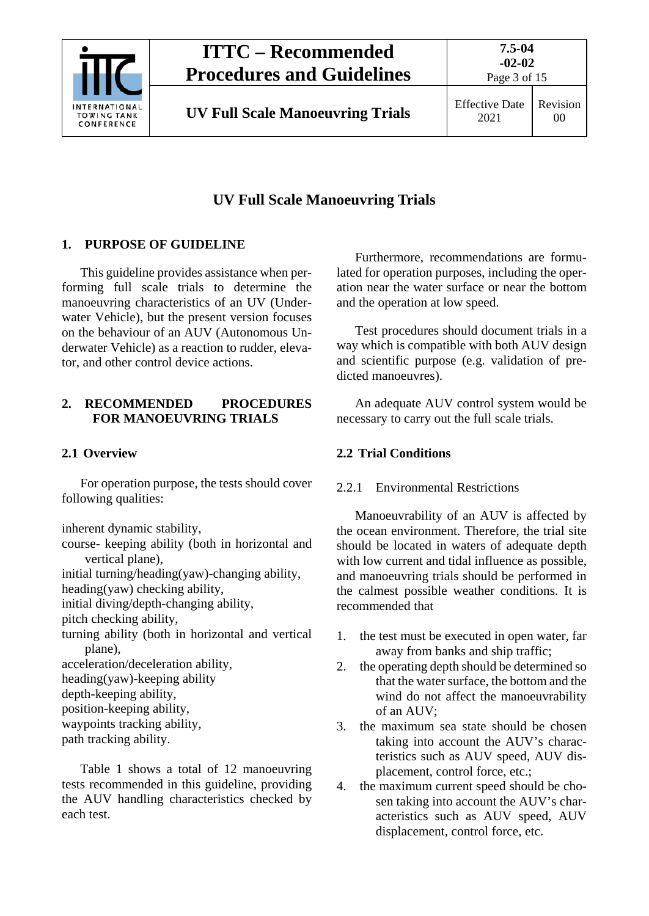# UV Full Scale Manoeuvring Trials

## 1. PURPOSE OF GUIDELINE

This guideline provides assistance when performing full scale trials to determine the manoeuvring characteristics of an UV (Underwater Vehicle), but the present version focuses on the behaviour of an AUV (Autonomous Underwater Vehicle) as a reaction to rudder, elevator, and other control device actions.

## 2. RECOMMENDED PROCEDURES FOR MANOEUVRING TRIALS

### 2.1 Overview

For operation purpose, the tests should cover following qualities:

inherent dynamic stability,
course- keeping ability (both in horizontal and vertical plane),
initial turning/heading(yaw)-changing ability,
heading(yaw) checking ability,
initial diving/depth-changing ability,
pitch checking ability,
turning ability (both in horizontal and vertical plane),
acceleration/deceleration ability,
heading(yaw)-keeping ability
depth-keeping ability,
position-keeping ability,
waypoints tracking ability,
path tracking ability.

Table 1 shows a total of 12 manoeuvring tests recommended in this guideline, providing the AUV handling characteristics checked by each test.

Furthermore, recommendations are formulated for operation purposes, including the operation near the water surface or near the bottom and the operation at low speed.

Test procedures should document trials in a way which is compatible with both AUV design and scientific purpose (e.g. validation of predicted manoeuvres).

An adequate AUV control system would be necessary to carry out the full scale trials.

### 2.2 Trial Conditions

#### 2.2.1 Environmental Restrictions

Manoeuvrability of an AUV is affected by the ocean environment. Therefore, the trial site should be located in waters of adequate depth with low current and tidal influence as possible, and manoeuvring trials should be performed in the calmest possible weather conditions. It is recommended that

1. the test must be executed in open water, far away from banks and ship traffic;
2. the operating depth should be determined so that the water surface, the bottom and the wind do not affect the manoeuvrability of an AUV;
3. the maximum sea state should be chosen taking into account the AUV's characteristics such as AUV speed, AUV displacement, control force, etc.;
4. the maximum current speed should be chosen taking into account the AUV's characteristics such as AUV speed, AUV displacement, control force, etc.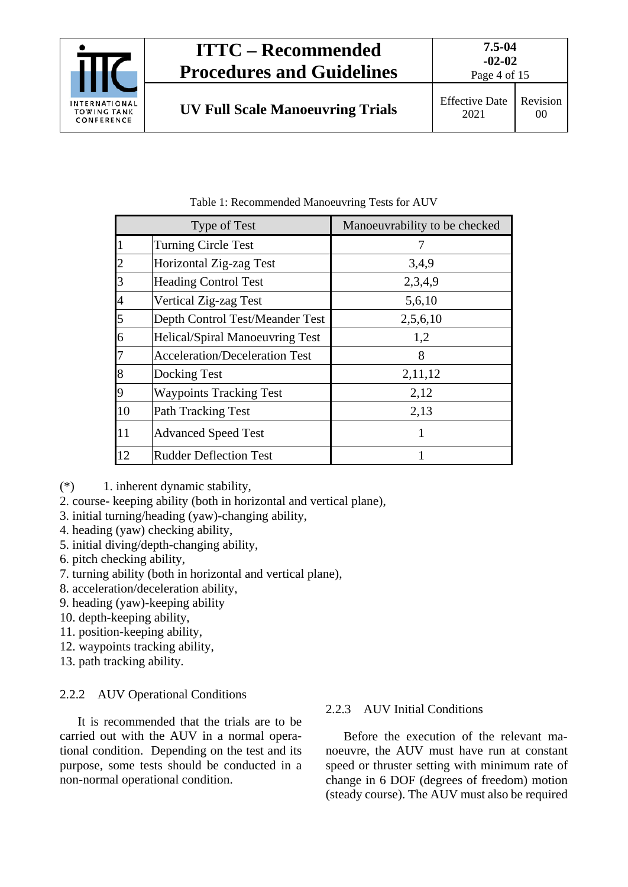Table 1: Recommended Manoeuvring Tests for AUV

| Type of Test | | Manoeuvrability to be checked |
|---|---|---|
| 1 | Turning Circle Test | 7 |
| 2 | Horizontal Zig-zag Test | 3,4,9 |
| 3 | Heading Control Test | 2,3,4,9 |
| 4 | Vertical Zig-zag Test | 5,6,10 |
| 5 | Depth Control Test/Meander Test | 2,5,6,10 |
| 6 | Helical/Spiral Manoeuvring Test | 1,2 |
| 7 | Acceleration/Deceleration Test | 8 |
| 8 | Docking Test | 2,11,12 |
| 9 | Waypoints Tracking Test | 2,12 |
| 10 | Path Tracking Test | 2,13 |
| 11 | Advanced Speed Test | 1 |
| 12 | Rudder Deflection Test | 1 |

(*) 1. inherent dynamic stability,
2. course- keeping ability (both in horizontal and vertical plane),
3. initial turning/heading (yaw)-changing ability,
4. heading (yaw) checking ability,
5. initial diving/depth-changing ability,
6. pitch checking ability,
7. turning ability (both in horizontal and vertical plane),
8. acceleration/deceleration ability,
9. heading (yaw)-keeping ability
10. depth-keeping ability,
11. position-keeping ability,
12. waypoints tracking ability,
13. path tracking ability.

### 2.2.2 AUV Operational Conditions

It is recommended that the trials are to be carried out with the AUV in a normal operational condition. Depending on the test and its purpose, some tests should be conducted in a non-normal operational condition.

### 2.2.3 AUV Initial Conditions

Before the execution of the relevant manoeuvre, the AUV must have run at constant speed or thruster setting with minimum rate of change in 6 DOF (degrees of freedom) motion (steady course). The AUV must also be required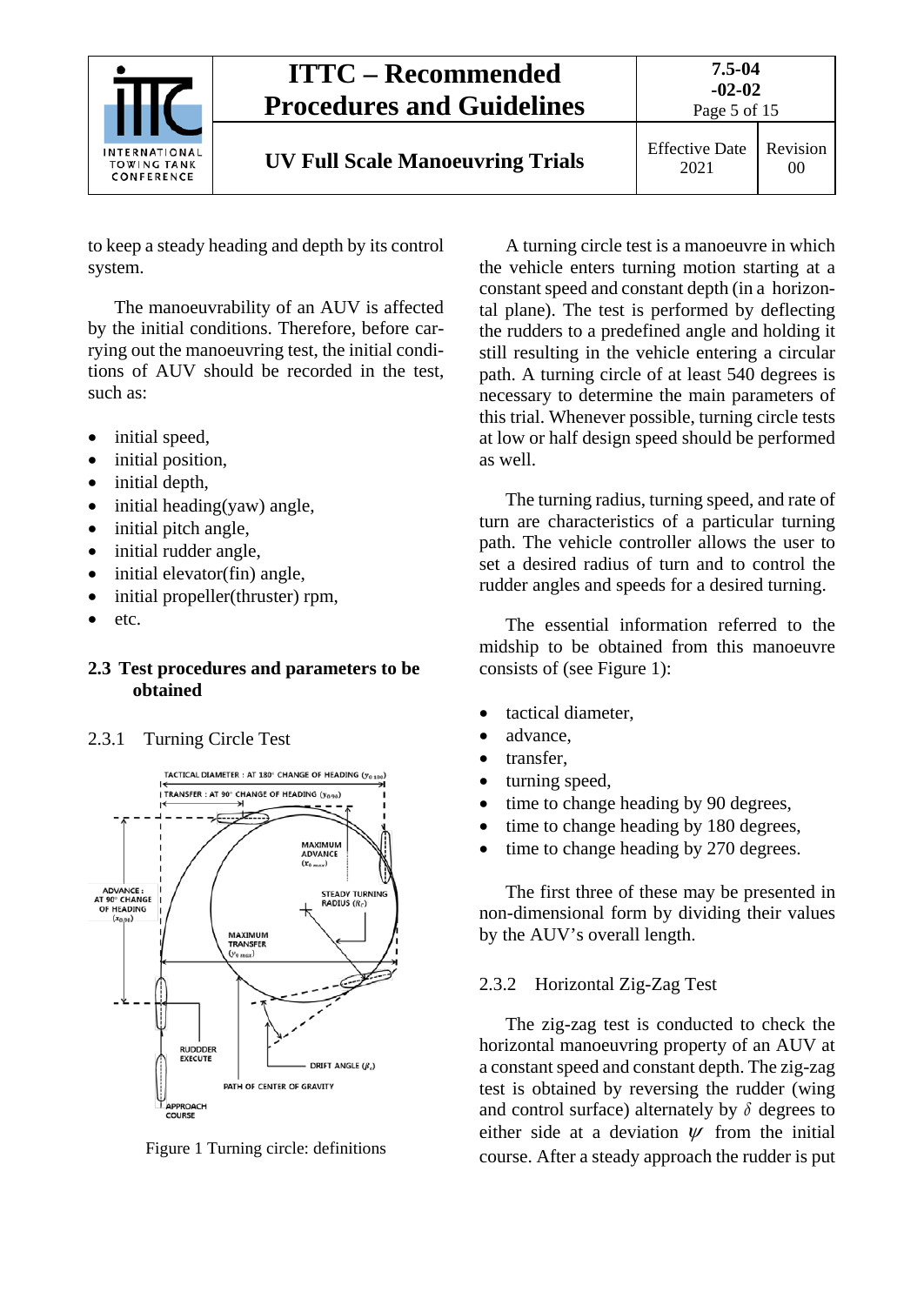to keep a steady heading and depth by its control system.

The manoeuvrability of an AUV is affected by the initial conditions. Therefore, before carrying out the manoeuvring test, the initial conditions of AUV should be recorded in the test, such as:

- initial speed,
- initial position,
- initial depth,
- initial heading(yaw) angle,
- initial pitch angle,
- initial rudder angle,
- initial elevator(fin) angle,
- initial propeller(thruster) rpm,
- etc.

## 2.3 Test procedures and parameters to be obtained

### 2.3.1 Turning Circle Test

Figure 1 Turning circle: definitions

A turning circle test is a manoeuvre in which the vehicle enters turning motion starting at a constant speed and constant depth (in a horizontal plane). The test is performed by deflecting the rudders to a predefined angle and holding it still resulting in the vehicle entering a circular path. A turning circle of at least 540 degrees is necessary to determine the main parameters of this trial. Whenever possible, turning circle tests at low or half design speed should be performed as well.

The turning radius, turning speed, and rate of turn are characteristics of a particular turning path. The vehicle controller allows the user to set a desired radius of turn and to control the rudder angles and speeds for a desired turning.

The essential information referred to the midship to be obtained from this manoeuvre consists of (see Figure 1):

- tactical diameter,
- advance,
- transfer,
- turning speed,
- time to change heading by 90 degrees,
- time to change heading by 180 degrees,
- time to change heading by 270 degrees.

The first three of these may be presented in non-dimensional form by dividing their values by the AUV's overall length.

### 2.3.2 Horizontal Zig-Zag Test

The zig-zag test is conducted to check the horizontal manoeuvring property of an AUV at a constant speed and constant depth. The zig-zag test is obtained by reversing the rudder (wing and control surface) alternately by $\delta$ degrees to either side at a deviation $\psi$ from the initial course. After a steady approach the rudder is put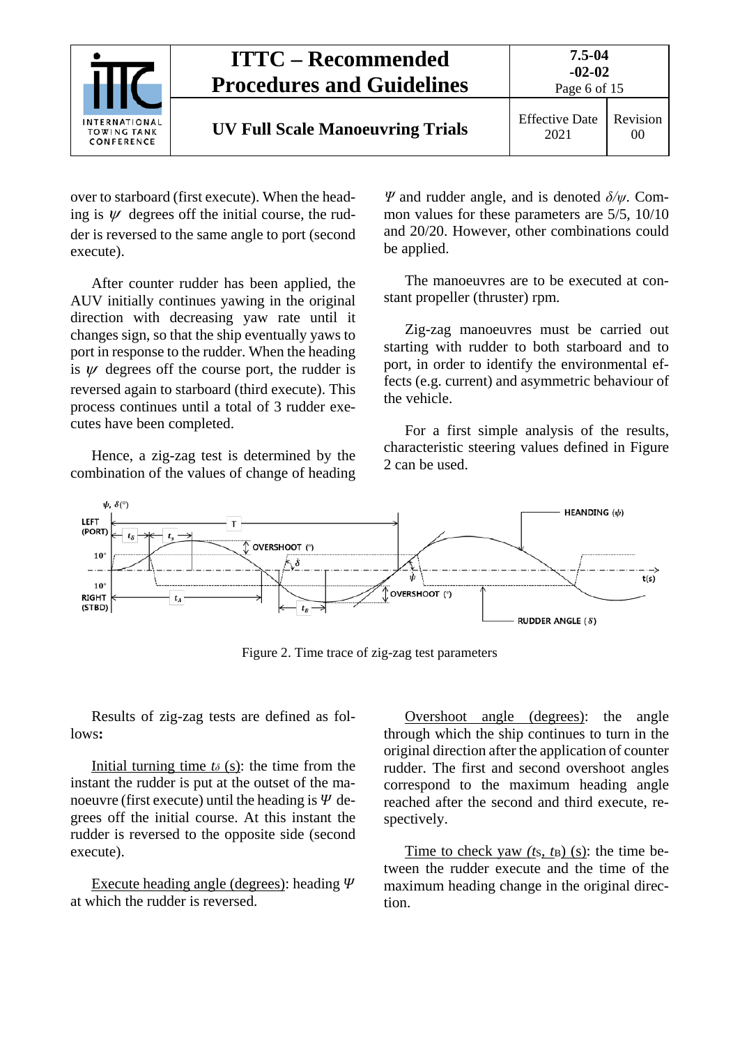over to starboard (first execute). When the heading is $\psi$ degrees off the initial course, the rudder is reversed to the same angle to port (second execute).

After counter rudder has been applied, the AUV initially continues yawing in the original direction with decreasing yaw rate until it changes sign, so that the ship eventually yaws to port in response to the rudder. When the heading is $\psi$ degrees off the course port, the rudder is reversed again to starboard (third execute). This process continues until a total of 3 rudder executes have been completed.

Hence, a zig-zag test is determined by the combination of the values of change of heading $\Psi$ and rudder angle, and is denoted $\delta/\psi$. Common values for these parameters are 5/5, 10/10 and 20/20. However, other combinations could be applied.

The manoeuvres are to be executed at constant propeller (thruster) rpm.

Zig-zag manoeuvres must be carried out starting with rudder to both starboard and to port, in order to identify the environmental effects (e.g. current) and asymmetric behaviour of the vehicle.

For a first simple analysis of the results, characteristic steering values defined in Figure 2 can be used.

Figure 2. Time trace of zig-zag test parameters

Results of zig-zag tests are defined as follows**:**

Initial turning time $t_\delta$ (s): the time from the instant the rudder is put at the outset of the manoeuvre (first execute) until the heading is $\Psi$ degrees off the initial course. At this instant the rudder is reversed to the opposite side (second execute).

Execute heading angle (degrees): heading $\Psi$ at which the rudder is reversed.

Overshoot angle (degrees): the angle through which the ship continues to turn in the original direction after the application of counter rudder. The first and second overshoot angles correspond to the maximum heading angle reached after the second and third execute, respectively.

Time to check yaw ($t_S$, $t_B$) (s): the time between the rudder execute and the time of the maximum heading change in the original direction.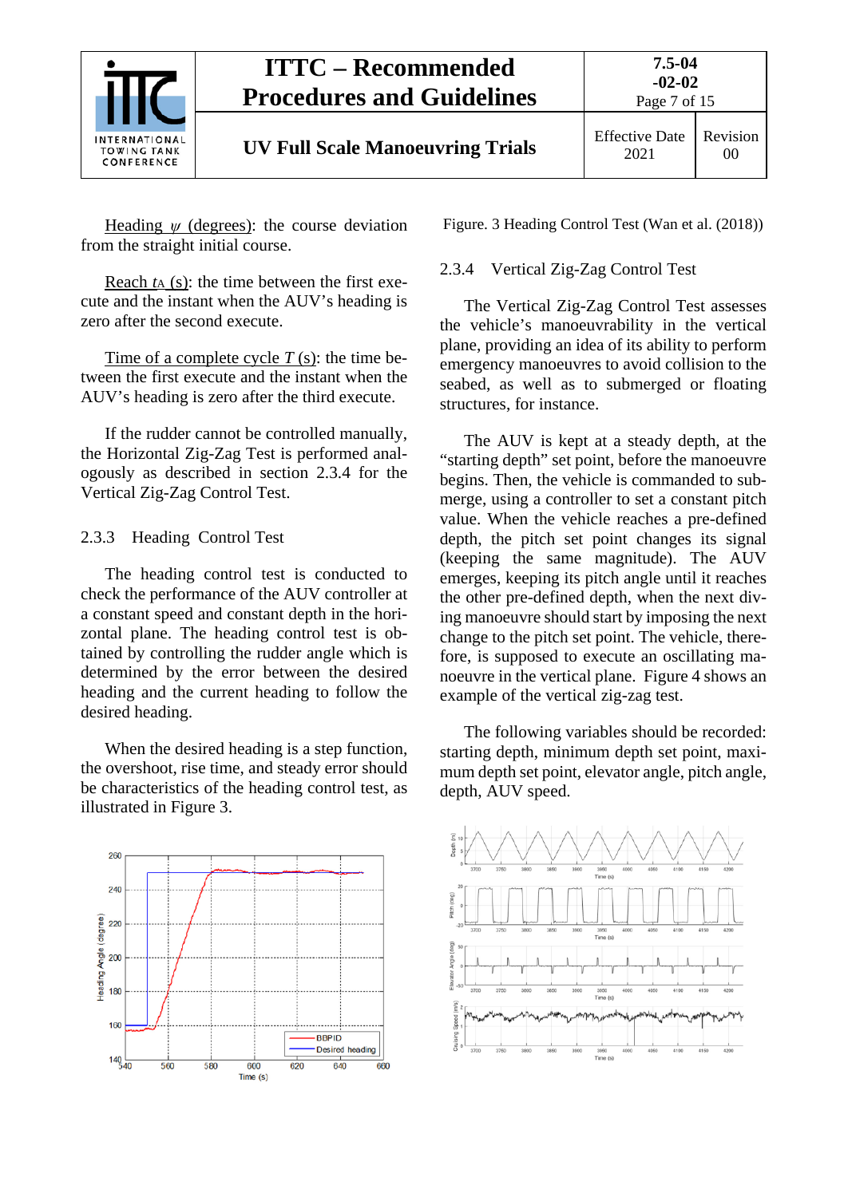<u>Heading $\psi$ (degrees)</u>: the course deviation from the straight initial course.

<u>Reach $t_A$ (s)</u>: the time between the first execute and the instant when the AUV's heading is zero after the second execute.

<u>Time of a complete cycle $T$ (s)</u>: the time between the first execute and the instant when the AUV's heading is zero after the third execute.

If the rudder cannot be controlled manually, the Horizontal Zig-Zag Test is performed analogously as described in section 2.3.4 for the Vertical Zig-Zag Control Test.

### 2.3.3 Heading Control Test

The heading control test is conducted to check the performance of the AUV controller at a constant speed and constant depth in the horizontal plane. The heading control test is obtained by controlling the rudder angle which is determined by the error between the desired heading and the current heading to follow the desired heading.

When the desired heading is a step function, the overshoot, rise time, and steady error should be characteristics of the heading control test, as illustrated in Figure 3.

Figure. 3 Heading Control Test (Wan et al. (2018))

### 2.3.4 Vertical Zig-Zag Control Test

The Vertical Zig-Zag Control Test assesses the vehicle's manoeuvrability in the vertical plane, providing an idea of its ability to perform emergency manoeuvres to avoid collision to the seabed, as well as to submerged or floating structures, for instance.

The AUV is kept at a steady depth, at the "starting depth" set point, before the manoeuvre begins. Then, the vehicle is commanded to submerge, using a controller to set a constant pitch value. When the vehicle reaches a pre-defined depth, the pitch set point changes its signal (keeping the same magnitude). The AUV emerges, keeping its pitch angle until it reaches the other pre-defined depth, when the next diving manoeuvre should start by imposing the next change to the pitch set point. The vehicle, therefore, is supposed to execute an oscillating manoeuvre in the vertical plane. Figure 4 shows an example of the vertical zig-zag test.

The following variables should be recorded: starting depth, minimum depth set point, maximum depth set point, elevator angle, pitch angle, depth, AUV speed.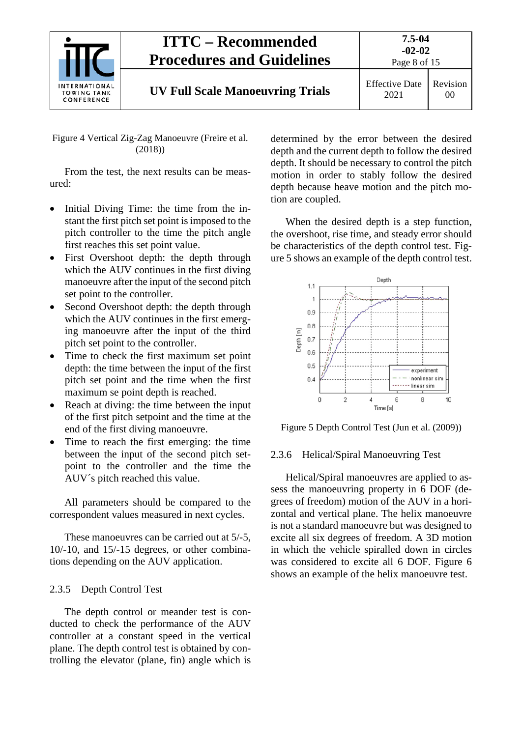Figure 4 Vertical Zig-Zag Manoeuvre (Freire et al. (2018))

From the test, the next results can be measured:

- Initial Diving Time: the time from the instant the first pitch set point is imposed to the pitch controller to the time the pitch angle first reaches this set point value.
- First Overshoot depth: the depth through which the AUV continues in the first diving manoeuvre after the input of the second pitch set point to the controller.
- Second Overshoot depth: the depth through which the AUV continues in the first emerging manoeuvre after the input of the third pitch set point to the controller.
- Time to check the first maximum set point depth: the time between the input of the first pitch set point and the time when the first maximum se point depth is reached.
- Reach at diving: the time between the input of the first pitch setpoint and the time at the end of the first diving manoeuvre.
- Time to reach the first emerging: the time between the input of the second pitch setpoint to the controller and the time the AUV´s pitch reached this value.

All parameters should be compared to the correspondent values measured in next cycles.

These manoeuvres can be carried out at 5/-5, 10/-10, and 15/-15 degrees, or other combinations depending on the AUV application.

### 2.3.5 Depth Control Test

The depth control or meander test is conducted to check the performance of the AUV controller at a constant speed in the vertical plane. The depth control test is obtained by controlling the elevator (plane, fin) angle which is determined by the error between the desired depth and the current depth to follow the desired depth. It should be necessary to control the pitch motion in order to stably follow the desired depth because heave motion and the pitch motion are coupled.

When the desired depth is a step function, the overshoot, rise time, and steady error should be characteristics of the depth control test. Figure 5 shows an example of the depth control test.

Figure 5 Depth Control Test (Jun et al. (2009))

### 2.3.6 Helical/Spiral Manoeuvring Test

Helical/Spiral manoeuvres are applied to assess the manoeuvring property in 6 DOF (degrees of freedom) motion of the AUV in a horizontal and vertical plane. The helix manoeuvre is not a standard manoeuvre but was designed to excite all six degrees of freedom. A 3D motion in which the vehicle spiralled down in circles was considered to excite all 6 DOF. Figure 6 shows an example of the helix manoeuvre test.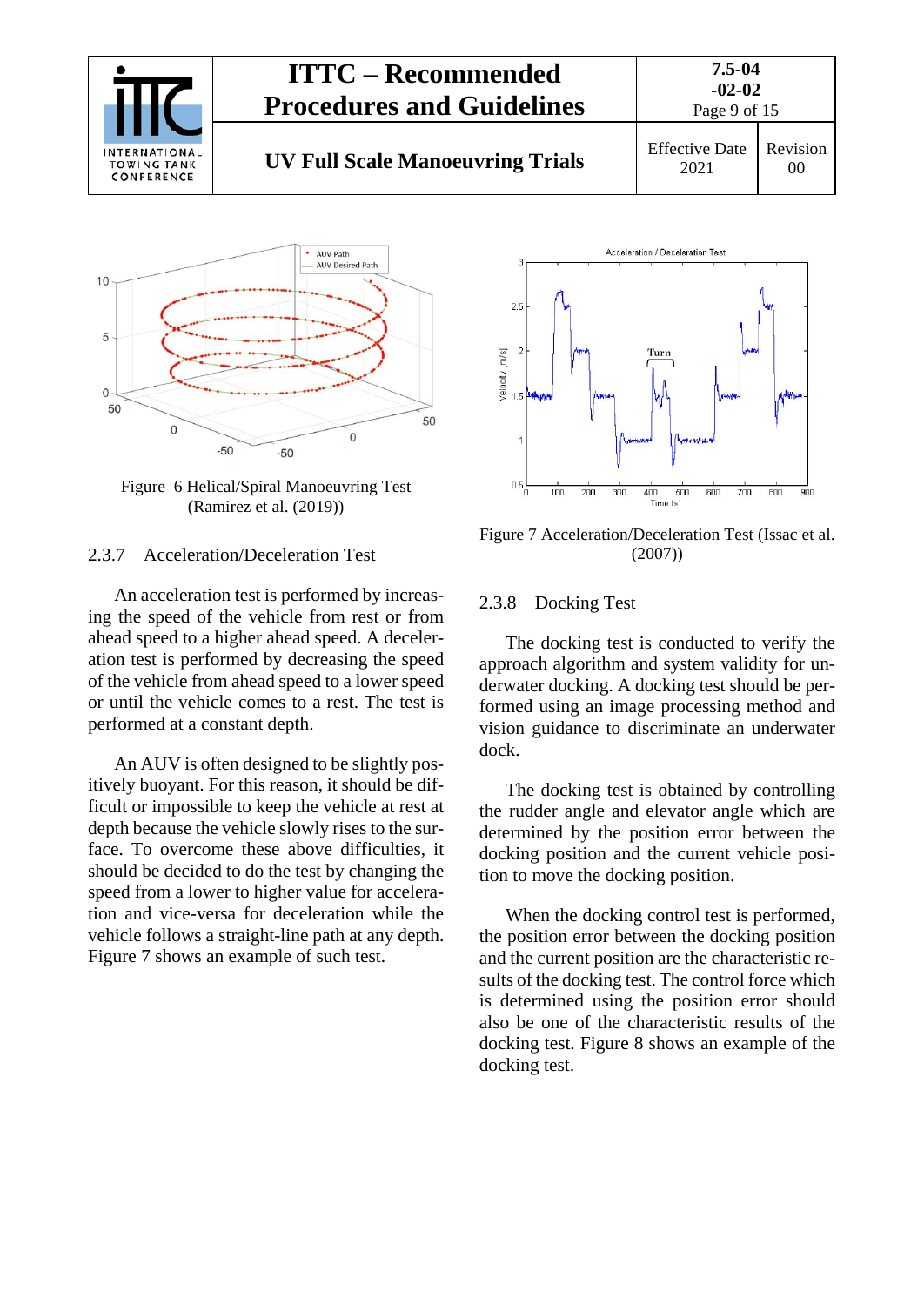Figure 6 Helical/Spiral Manoeuvring Test (Ramirez et al. (2019))

### 2.3.7 Acceleration/Deceleration Test

An acceleration test is performed by increasing the speed of the vehicle from rest or from ahead speed to a higher ahead speed. A deceleration test is performed by decreasing the speed of the vehicle from ahead speed to a lower speed or until the vehicle comes to a rest. The test is performed at a constant depth.

An AUV is often designed to be slightly positively buoyant. For this reason, it should be difficult or impossible to keep the vehicle at rest at depth because the vehicle slowly rises to the surface. To overcome these above difficulties, it should be decided to do the test by changing the speed from a lower to higher value for acceleration and vice-versa for deceleration while the vehicle follows a straight-line path at any depth. Figure 7 shows an example of such test.

Figure 7 Acceleration/Deceleration Test (Issac et al. (2007))

### 2.3.8 Docking Test

The docking test is conducted to verify the approach algorithm and system validity for underwater docking. A docking test should be performed using an image processing method and vision guidance to discriminate an underwater dock.

The docking test is obtained by controlling the rudder angle and elevator angle which are determined by the position error between the docking position and the current vehicle position to move the docking position.

When the docking control test is performed, the position error between the docking position and the current position are the characteristic results of the docking test. The control force which is determined using the position error should also be one of the characteristic results of the docking test. Figure 8 shows an example of the docking test.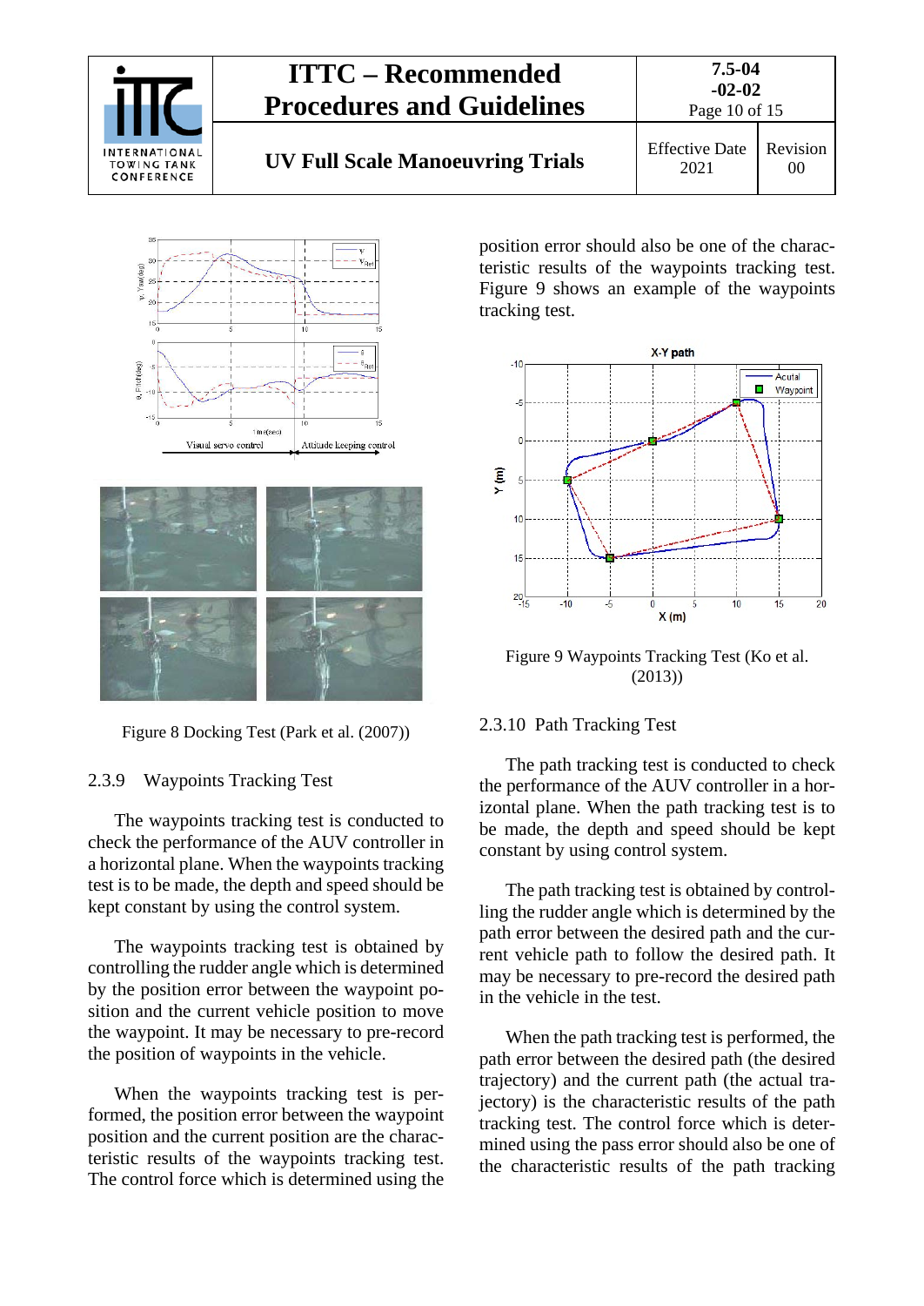Figure 8 Docking Test (Park et al. (2007))

### 2.3.9 Waypoints Tracking Test

The waypoints tracking test is conducted to check the performance of the AUV controller in a horizontal plane. When the waypoints tracking test is to be made, the depth and speed should be kept constant by using the control system.

The waypoints tracking test is obtained by controlling the rudder angle which is determined by the position error between the waypoint position and the current vehicle position to move the waypoint. It may be necessary to pre-record the position of waypoints in the vehicle.

When the waypoints tracking test is performed, the position error between the waypoint position and the current position are the characteristic results of the waypoints tracking test. The control force which is determined using the position error should also be one of the characteristic results of the waypoints tracking test. Figure 9 shows an example of the waypoints tracking test.

Figure 9 Waypoints Tracking Test (Ko et al. (2013))

### 2.3.10 Path Tracking Test

The path tracking test is conducted to check the performance of the AUV controller in a horizontal plane. When the path tracking test is to be made, the depth and speed should be kept constant by using control system.

The path tracking test is obtained by controlling the rudder angle which is determined by the path error between the desired path and the current vehicle path to follow the desired path. It may be necessary to pre-record the desired path in the vehicle in the test.

When the path tracking test is performed, the path error between the desired path (the desired trajectory) and the current path (the actual trajectory) is the characteristic results of the path tracking test. The control force which is determined using the pass error should also be one of the characteristic results of the path tracking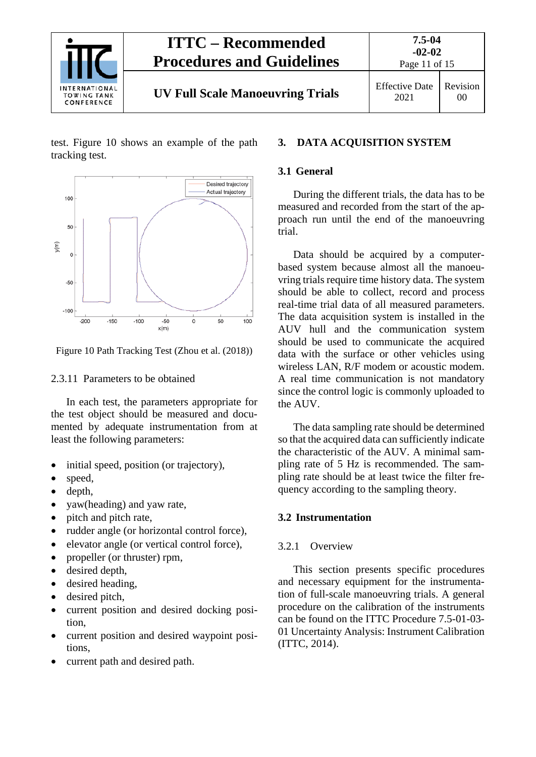test. Figure 10 shows an example of the path tracking test.

Figure 10 Path Tracking Test (Zhou et al. (2018))

#### 2.3.11 Parameters to be obtained

In each test, the parameters appropriate for the test object should be measured and documented by adequate instrumentation from at least the following parameters:

- initial speed, position (or trajectory),
- speed,
- depth,
- yaw(heading) and yaw rate,
- pitch and pitch rate,
- rudder angle (or horizontal control force),
- elevator angle (or vertical control force),
- propeller (or thruster) rpm,
- desired depth,
- desired heading,
- desired pitch,
- current position and desired docking position,
- current position and desired waypoint positions,
- current path and desired path.

## 3. DATA ACQUISITION SYSTEM

### 3.1 General

During the different trials, the data has to be measured and recorded from the start of the approach run until the end of the manoeuvring trial.

Data should be acquired by a computer-based system because almost all the manoeuvring trials require time history data. The system should be able to collect, record and process real-time trial data of all measured parameters. The data acquisition system is installed in the AUV hull and the communication system should be used to communicate the acquired data with the surface or other vehicles using wireless LAN, R/F modem or acoustic modem. A real time communication is not mandatory since the control logic is commonly uploaded to the AUV.

The data sampling rate should be determined so that the acquired data can sufficiently indicate the characteristic of the AUV. A minimal sampling rate of 5 Hz is recommended. The sampling rate should be at least twice the filter frequency according to the sampling theory.

### 3.2 Instrumentation

#### 3.2.1 Overview

This section presents specific procedures and necessary equipment for the instrumentation of full-scale manoeuvring trials. A general procedure on the calibration of the instruments can be found on the ITTC Procedure 7.5-01-03-01 Uncertainty Analysis: Instrument Calibration (ITTC, 2014).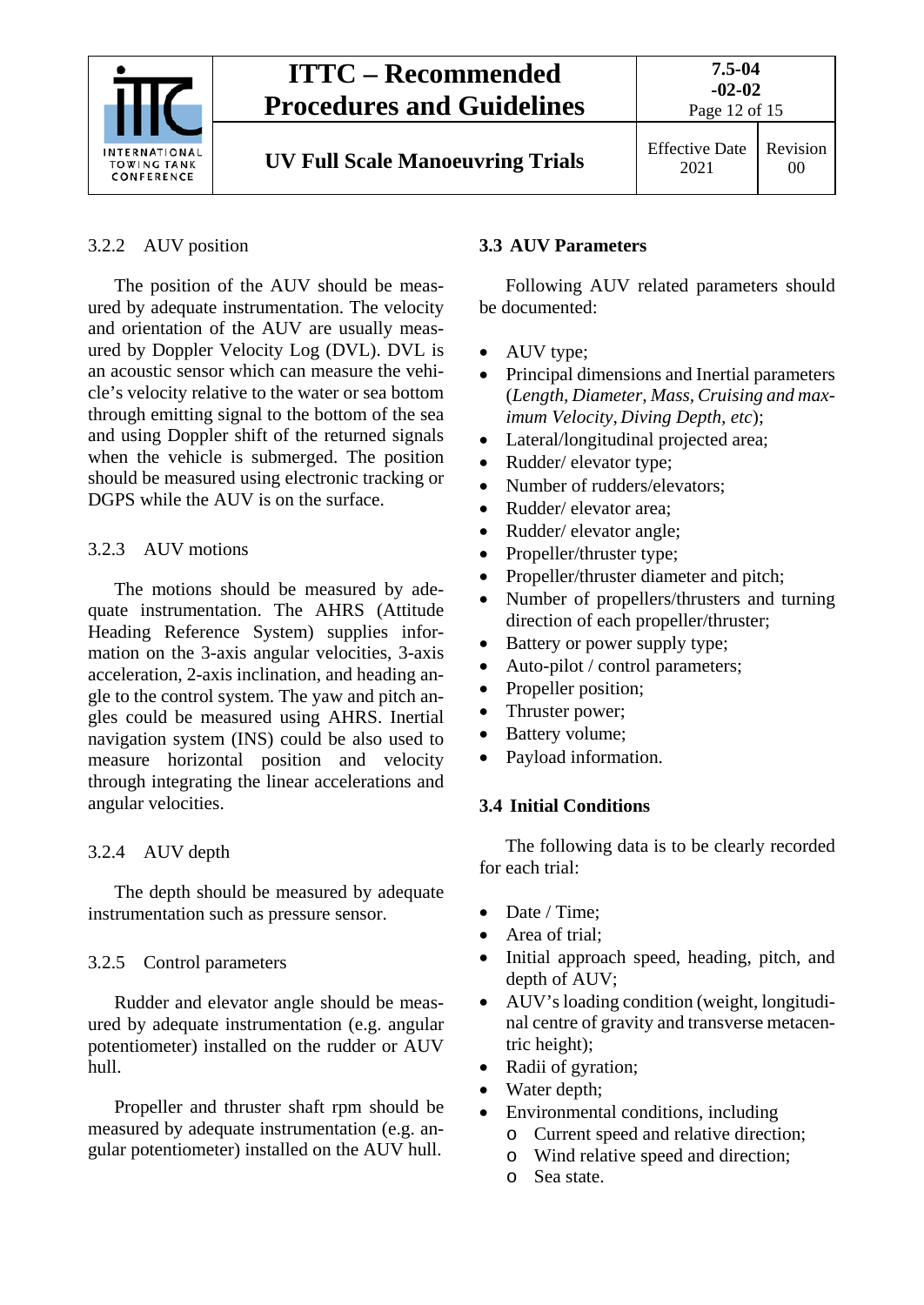### 3.2.2 AUV position

The position of the AUV should be measured by adequate instrumentation. The velocity and orientation of the AUV are usually measured by Doppler Velocity Log (DVL). DVL is an acoustic sensor which can measure the vehicle's velocity relative to the water or sea bottom through emitting signal to the bottom of the sea and using Doppler shift of the returned signals when the vehicle is submerged. The position should be measured using electronic tracking or DGPS while the AUV is on the surface.

### 3.2.3 AUV motions

The motions should be measured by adequate instrumentation. The AHRS (Attitude Heading Reference System) supplies information on the 3-axis angular velocities, 3-axis acceleration, 2-axis inclination, and heading angle to the control system. The yaw and pitch angles could be measured using AHRS. Inertial navigation system (INS) could be also used to measure horizontal position and velocity through integrating the linear accelerations and angular velocities.

### 3.2.4 AUV depth

The depth should be measured by adequate instrumentation such as pressure sensor.

### 3.2.5 Control parameters

Rudder and elevator angle should be measured by adequate instrumentation (e.g. angular potentiometer) installed on the rudder or AUV hull.

Propeller and thruster shaft rpm should be measured by adequate instrumentation (e.g. angular potentiometer) installed on the AUV hull.

## 3.3 AUV Parameters

Following AUV related parameters should be documented:

- AUV type;
- Principal dimensions and Inertial parameters (*Length, Diameter, Mass, Cruising and maximum Velocity, Diving Depth, etc*);
- Lateral/longitudinal projected area;
- Rudder/ elevator type;
- Number of rudders/elevators;
- Rudder/ elevator area;
- Rudder/ elevator angle;
- Propeller/thruster type;
- Propeller/thruster diameter and pitch;
- Number of propellers/thrusters and turning direction of each propeller/thruster;
- Battery or power supply type;
- Auto-pilot / control parameters;
- Propeller position;
- Thruster power;
- Battery volume;
- Payload information.

## 3.4 Initial Conditions

The following data is to be clearly recorded for each trial:

- Date / Time;
- Area of trial;
- Initial approach speed, heading, pitch, and depth of AUV;
- AUV's loading condition (weight, longitudinal centre of gravity and transverse metacentric height);
- Radii of gyration;
- Water depth;
- Environmental conditions, including
  - Current speed and relative direction;
  - Wind relative speed and direction;
  - Sea state.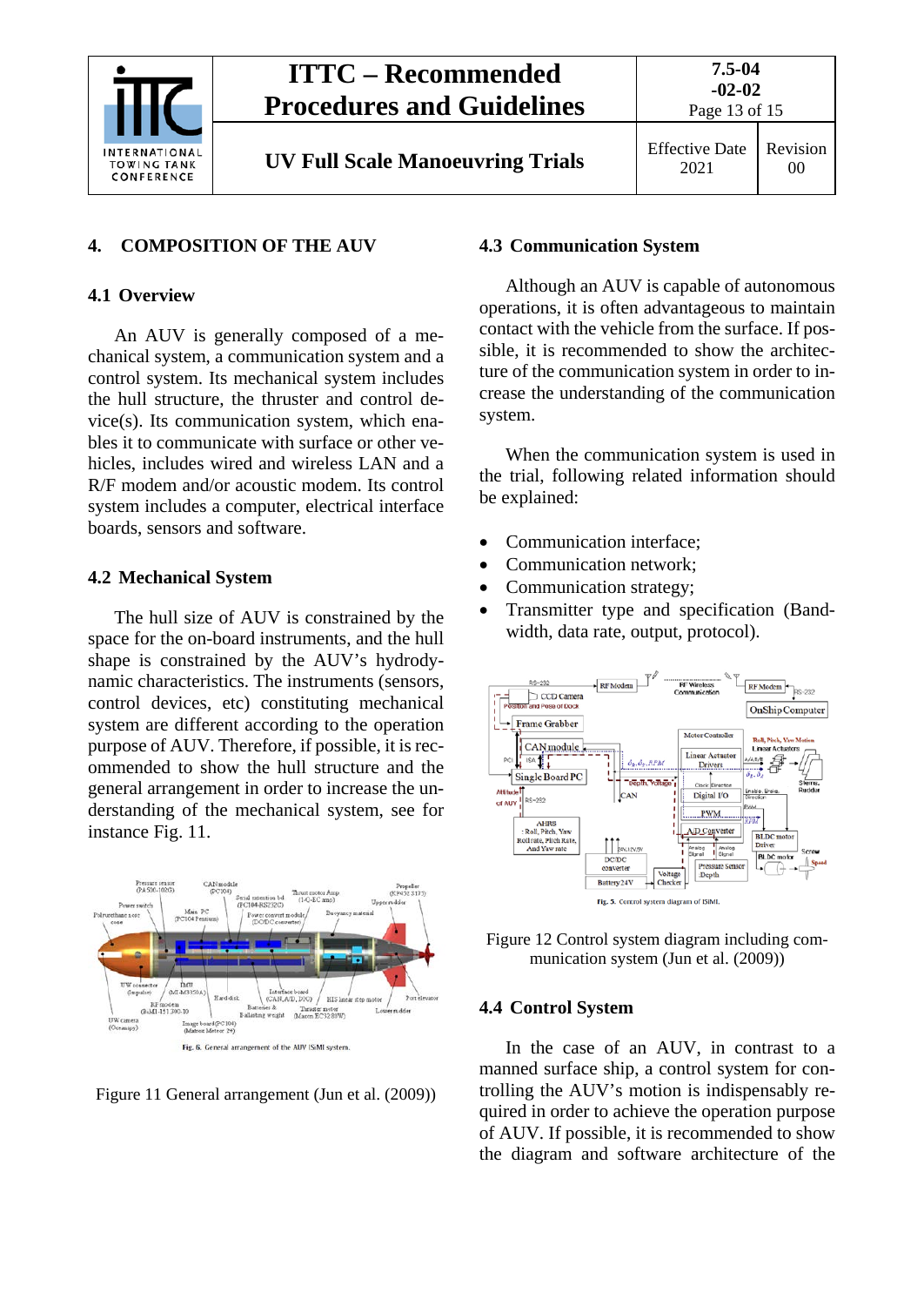## 4. COMPOSITION OF THE AUV

### 4.1 Overview

An AUV is generally composed of a mechanical system, a communication system and a control system. Its mechanical system includes the hull structure, the thruster and control device(s). Its communication system, which enables it to communicate with surface or other vehicles, includes wired and wireless LAN and a R/F modem and/or acoustic modem. Its control system includes a computer, electrical interface boards, sensors and software.

### 4.2 Mechanical System

The hull size of AUV is constrained by the space for the on-board instruments, and the hull shape is constrained by the AUV's hydrodynamic characteristics. The instruments (sensors, control devices, etc) constituting mechanical system are different according to the operation purpose of AUV. Therefore, if possible, it is recommended to show the hull structure and the general arrangement in order to increase the understanding of the mechanical system, see for instance Fig. 11.

Figure 11 General arrangement (Jun et al. (2009))

### 4.3 Communication System

Although an AUV is capable of autonomous operations, it is often advantageous to maintain contact with the vehicle from the surface. If possible, it is recommended to show the architecture of the communication system in order to increase the understanding of the communication system.

When the communication system is used in the trial, following related information should be explained:

- Communication interface;
- Communication network;
- Communication strategy;
- Transmitter type and specification (Bandwidth, data rate, output, protocol).

Figure 12 Control system diagram including communication system (Jun et al. (2009))

### 4.4 Control System

In the case of an AUV, in contrast to a manned surface ship, a control system for controlling the AUV's motion is indispensably required in order to achieve the operation purpose of AUV. If possible, it is recommended to show the diagram and software architecture of the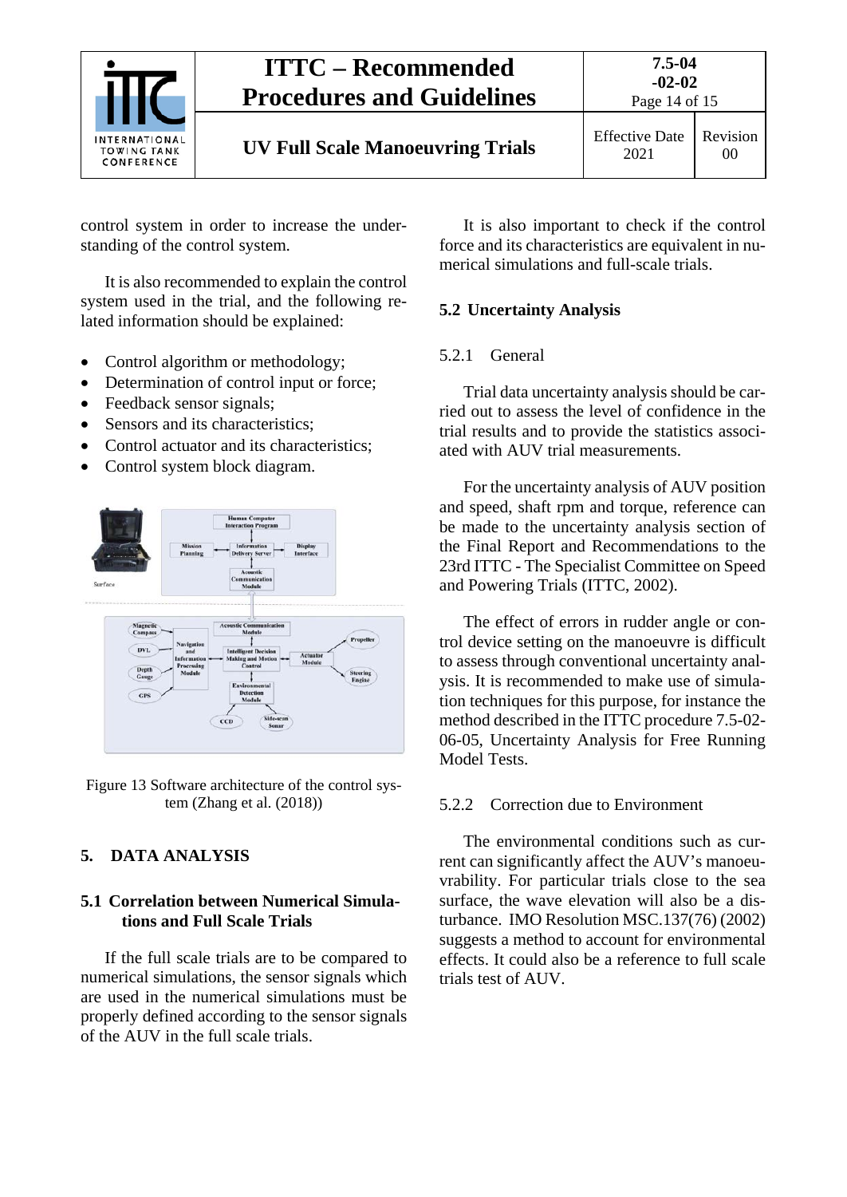control system in order to increase the understanding of the control system.

It is also recommended to explain the control system used in the trial, and the following related information should be explained:

- Control algorithm or methodology;
- Determination of control input or force;
- Feedback sensor signals;
- Sensors and its characteristics;
- Control actuator and its characteristics;
- Control system block diagram.

Figure 13 Software architecture of the control system (Zhang et al. (2018))

# 5. DATA ANALYSIS

## 5.1 Correlation between Numerical Simulations and Full Scale Trials

If the full scale trials are to be compared to numerical simulations, the sensor signals which are used in the numerical simulations must be properly defined according to the sensor signals of the AUV in the full scale trials.

It is also important to check if the control force and its characteristics are equivalent in numerical simulations and full-scale trials.

## 5.2 Uncertainty Analysis

### 5.2.1 General

Trial data uncertainty analysis should be carried out to assess the level of confidence in the trial results and to provide the statistics associated with AUV trial measurements.

For the uncertainty analysis of AUV position and speed, shaft rpm and torque, reference can be made to the uncertainty analysis section of the Final Report and Recommendations to the 23rd ITTC - The Specialist Committee on Speed and Powering Trials (ITTC, 2002).

The effect of errors in rudder angle or control device setting on the manoeuvre is difficult to assess through conventional uncertainty analysis. It is recommended to make use of simulation techniques for this purpose, for instance the method described in the ITTC procedure 7.5-02-06-05, Uncertainty Analysis for Free Running Model Tests.

### 5.2.2 Correction due to Environment

The environmental conditions such as current can significantly affect the AUV's manoeuvrability. For particular trials close to the sea surface, the wave elevation will also be a disturbance. IMO Resolution MSC.137(76) (2002) suggests a method to account for environmental effects. It could also be a reference to full scale trials test of AUV.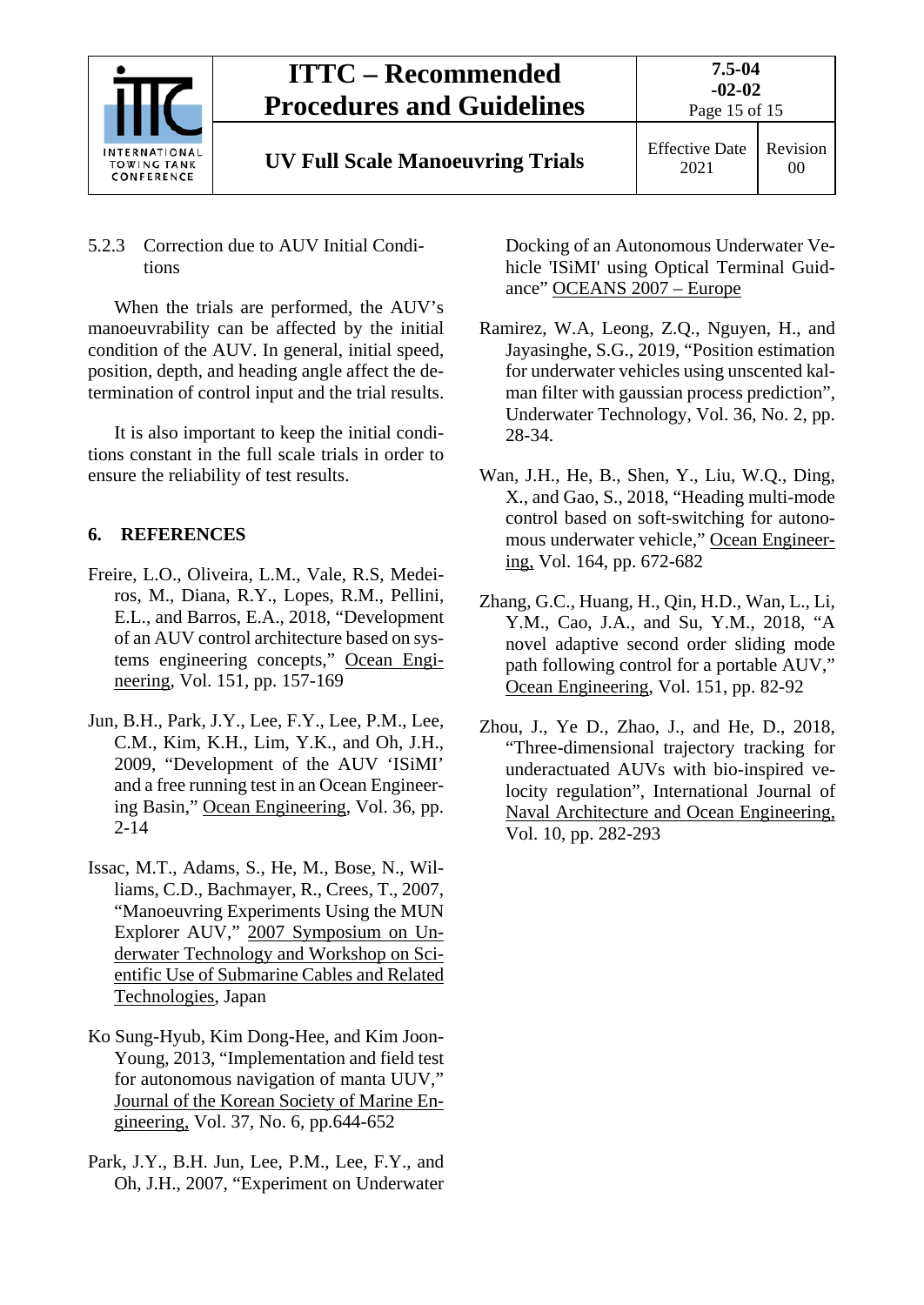#### 5.2.3 Correction due to AUV Initial Conditions

When the trials are performed, the AUV's manoeuvrability can be affected by the initial condition of the AUV. In general, initial speed, position, depth, and heading angle affect the determination of control input and the trial results.

It is also important to keep the initial conditions constant in the full scale trials in order to ensure the reliability of test results.

## 6. REFERENCES

Freire, L.O., Oliveira, L.M., Vale, R.S, Medeiros, M., Diana, R.Y., Lopes, R.M., Pellini, E.L., and Barros, E.A., 2018, "Development of an AUV control architecture based on systems engineering concepts," Ocean Engineering, Vol. 151, pp. 157-169

Jun, B.H., Park, J.Y., Lee, F.Y., Lee, P.M., Lee, C.M., Kim, K.H., Lim, Y.K., and Oh, J.H., 2009, "Development of the AUV 'ISiMI' and a free running test in an Ocean Engineering Basin," Ocean Engineering, Vol. 36, pp. 2-14

Issac, M.T., Adams, S., He, M., Bose, N., Williams, C.D., Bachmayer, R., Crees, T., 2007, "Manoeuvring Experiments Using the MUN Explorer AUV," 2007 Symposium on Underwater Technology and Workshop on Scientific Use of Submarine Cables and Related Technologies, Japan

Ko Sung-Hyub, Kim Dong-Hee, and Kim Joon-Young, 2013, "Implementation and field test for autonomous navigation of manta UUV," Journal of the Korean Society of Marine Engineering, Vol. 37, No. 6, pp.644-652

Park, J.Y., B.H. Jun, Lee, P.M., Lee, F.Y., and Oh, J.H., 2007, "Experiment on Underwater Docking of an Autonomous Underwater Vehicle 'ISiMI' using Optical Terminal Guidance" OCEANS 2007 – Europe

Ramirez, W.A, Leong, Z.Q., Nguyen, H., and Jayasinghe, S.G., 2019, "Position estimation for underwater vehicles using unscented kalman filter with gaussian process prediction", Underwater Technology, Vol. 36, No. 2, pp. 28-34.

Wan, J.H., He, B., Shen, Y., Liu, W.Q., Ding, X., and Gao, S., 2018, "Heading multi-mode control based on soft-switching for autonomous underwater vehicle," Ocean Engineering, Vol. 164, pp. 672-682

Zhang, G.C., Huang, H., Qin, H.D., Wan, L., Li, Y.M., Cao, J.A., and Su, Y.M., 2018, "A novel adaptive second order sliding mode path following control for a portable AUV," Ocean Engineering, Vol. 151, pp. 82-92

Zhou, J., Ye D., Zhao, J., and He, D., 2018, "Three-dimensional trajectory tracking for underactuated AUVs with bio-inspired velocity regulation", International Journal of Naval Architecture and Ocean Engineering, Vol. 10, pp. 282-293